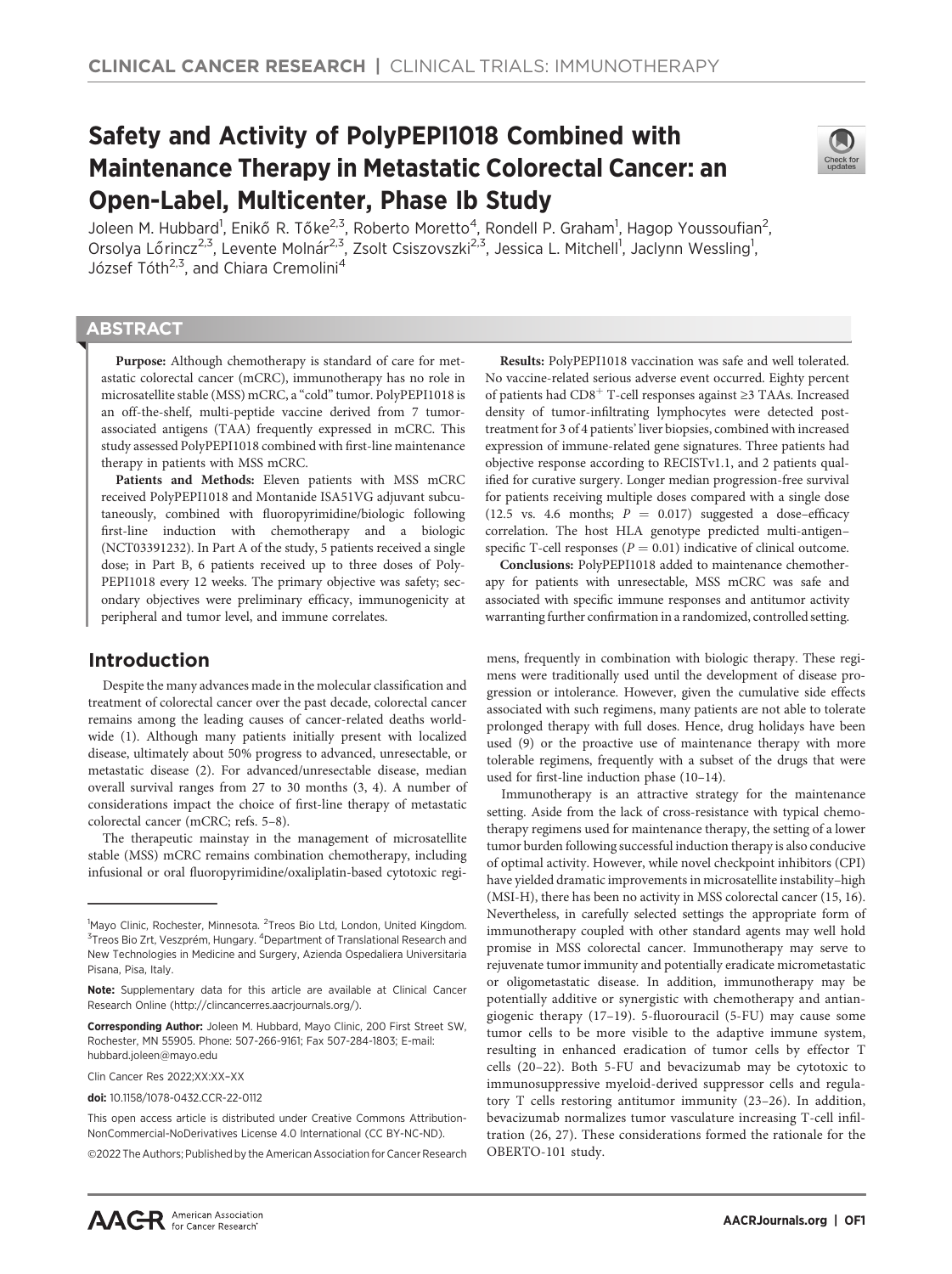# Safety and Activity of PolyPEPI1018 Combined with Maintenance Therapy in Metastatic Colorectal Cancer: an Open-Label, Multicenter, Phase Ib Study

Joleen M. Hubbard[1], Enikő R. Tőke[2,3], Roberto Moretto[4], Rondell P. Graham[1], Hagop Youssoufian[2], Orsolya Lőrincz[2,3], Levente Molnár[2,3], Zsolt Csiszovszki[2,3], Jessica L. Mitchell[1], Jaclynn Wessling[1], József Tóth[2,3], and Chiara Cremolini[4]

## ABSTRACT

**Purpose:** Although chemotherapy is standard of care for metastatic colorectal cancer (mCRC), immunotherapy has no role in microsatellite stable (MSS) mCRC, a "cold" tumor. PolyPEPI1018 is an off-the-shelf, multi-peptide vaccine derived from 7 tumor-associated antigens (TAA) frequently expressed in mCRC. This study assessed PolyPEPI1018 combined with first-line maintenance therapy in patients with MSS mCRC.

**Patients and Methods:** Eleven patients with MSS mCRC received PolyPEPI1018 and Montanide ISA51VG adjuvant subcutaneously, combined with fluoropyrimidine/biologic following first-line induction with chemotherapy and a biologic (NCT03391232). In Part A of the study, 5 patients received a single dose; in Part B, 6 patients received up to three doses of PolyPEPI1018 every 12 weeks. The primary objective was safety; secondary objectives were preliminary efficacy, immunogenicity at peripheral and tumor level, and immune correlates.

**Results:** PolyPEPI1018 vaccination was safe and well tolerated. No vaccine-related serious adverse event occurred. Eighty percent of patients had $CD8^{+}$ T-cell responses against ≥3 TAAs. Increased density of tumor-infiltrating lymphocytes were detected post-treatment for 3 of 4 patients' liver biopsies, combined with increased expression of immune-related gene signatures. Three patients had objective response according to RECISTv1.1, and 2 patients qualified for curative surgery. Longer median progression-free survival for patients receiving multiple doses compared with a single dose (12.5 vs. 4.6 months; $P = 0.017$) suggested a dose–efficacy correlation. The host HLA genotype predicted multi-antigen–specific T-cell responses ($P = 0.01$) indicative of clinical outcome.

**Conclusions:** PolyPEPI1018 added to maintenance chemotherapy for patients with unresectable, MSS mCRC was safe and associated with specific immune responses and antitumor activity warranting further confirmation in a randomized, controlled setting.

## Introduction

Despite the many advances made in the molecular classification and treatment of colorectal cancer over the past decade, colorectal cancer remains among the leading causes of cancer-related deaths worldwide (1). Although many patients initially present with localized disease, ultimately about 50% progress to advanced, unresectable, or metastatic disease (2). For advanced/unresectable disease, median overall survival ranges from 27 to 30 months (3, 4). A number of considerations impact the choice of first-line therapy of metastatic colorectal cancer (mCRC; refs. 5–8).

The therapeutic mainstay in the management of microsatellite stable (MSS) mCRC remains combination chemotherapy, including infusional or oral fluoropyrimidine/oxaliplatin-based cytotoxic regimens, frequently in combination with biologic therapy. These regimens were traditionally used until the development of disease progression or intolerance. However, given the cumulative side effects associated with such regimens, many patients are not able to tolerate prolonged therapy with full doses. Hence, drug holidays have been used (9) or the proactive use of maintenance therapy with more tolerable regimens, frequently with a subset of the drugs that were used for first-line induction phase (10–14).

Immunotherapy is an attractive strategy for the maintenance setting. Aside from the lack of cross-resistance with typical chemotherapy regimens used for maintenance therapy, the setting of a lower tumor burden following successful induction therapy is also conducive of optimal activity. However, while novel checkpoint inhibitors (CPI) have yielded dramatic improvements in microsatellite instability–high (MSI-H), there has been no activity in MSS colorectal cancer (15, 16). Nevertheless, in carefully selected settings the appropriate form of immunotherapy coupled with other standard agents may well hold promise in MSS colorectal cancer. Immunotherapy may serve to rejuvenate tumor immunity and potentially eradicate micrometastatic or oligometastatic disease. In addition, immunotherapy may be potentially additive or synergistic with chemotherapy and antiangiogenic therapy (17–19). 5-fluorouracil (5-FU) may cause some tumor cells to be more visible to the adaptive immune system, resulting in enhanced eradication of tumor cells by effector T cells (20–22). Both 5-FU and bevacizumab may be cytotoxic to immunosuppressive myeloid-derived suppressor cells and regulatory T cells restoring antitumor immunity (23–26). In addition, bevacizumab normalizes tumor vasculature increasing T-cell infiltration (26, 27). These considerations formed the rationale for the OBERTO-101 study.

---

[1]Mayo Clinic, Rochester, Minnesota. [2]Treos Bio Ltd, London, United Kingdom. [3]Treos Bio Zrt, Veszprém, Hungary. [4]Department of Translational Research and New Technologies in Medicine and Surgery, Azienda Ospedaliera Universitaria Pisana, Pisa, Italy.

**Note:** Supplementary data for this article are available at Clinical Cancer Research Online (http://clincancerres.aacrjournals.org/).

**Corresponding Author:** Joleen M. Hubbard, Mayo Clinic, 200 First Street SW, Rochester, MN 55905. Phone: 507-266-9161; Fax 507-284-1803; E-mail: hubbard.joleen@mayo.edu

Clin Cancer Res 2022;XX:XX–XX

**doi:** 10.1158/1078-0432.CCR-22-0112

This open access article is distributed under Creative Commons Attribution-NonCommercial-NoDerivatives License 4.0 International (CC BY-NC-ND).

©2022 The Authors; Published by the American Association for Cancer Research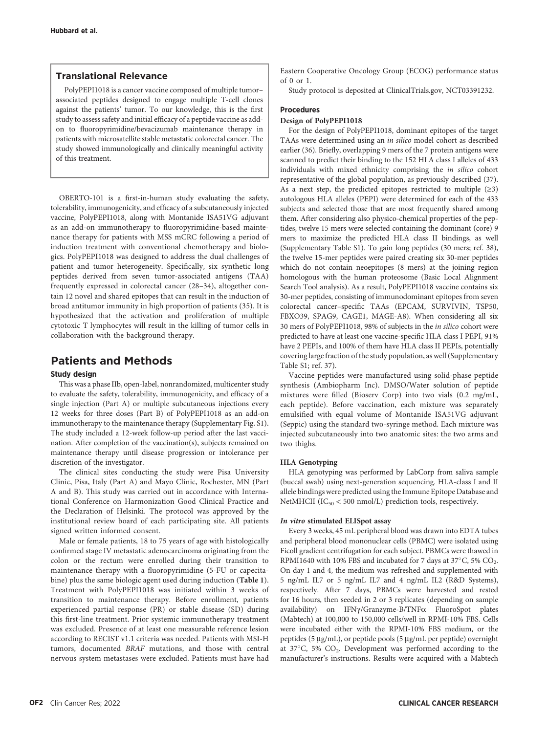## Translational Relevance

PolyPEPI1018 is a cancer vaccine composed of multiple tumor–associated peptides designed to engage multiple T-cell clones against the patients' tumor. To our knowledge, this is the first study to assess safety and initial efficacy of a peptide vaccine as add-on to fluoropyrimidine/bevacizumab maintenance therapy in patients with microsatellite stable metastatic colorectal cancer. The study showed immunologically and clinically meaningful activity of this treatment.

OBERTO-101 is a first-in-human study evaluating the safety, tolerability, immunogenicity, and efficacy of a subcutaneously injected vaccine, PolyPEPI1018, along with Montanide ISA51VG adjuvant as an add-on immunotherapy to fluoropyrimidine-based maintenance therapy for patients with MSS mCRC following a period of induction treatment with conventional chemotherapy and biologics. PolyPEPI1018 was designed to address the dual challenges of patient and tumor heterogeneity. Specifically, six synthetic long peptides derived from seven tumor-associated antigens (TAA) frequently expressed in colorectal cancer (28–34), altogether contain 12 novel and shared epitopes that can result in the induction of broad antitumor immunity in high proportion of patients (35). It is hypothesized that the activation and proliferation of multiple cytotoxic T lymphocytes will result in the killing of tumor cells in collaboration with the background therapy.

# Patients and Methods

## Study design

This was a phase IIb, open-label, nonrandomized, multicenter study to evaluate the safety, tolerability, immunogenicity, and efficacy of a single injection (Part A) or multiple subcutaneous injections every 12 weeks for three doses (Part B) of PolyPEPI1018 as an add-on immunotherapy to the maintenance therapy (Supplementary Fig. S1). The study included a 12-week follow-up period after the last vaccination. After completion of the vaccination(s), subjects remained on maintenance therapy until disease progression or intolerance per discretion of the investigator.

The clinical sites conducting the study were Pisa University Clinic, Pisa, Italy (Part A) and Mayo Clinic, Rochester, MN (Part A and B). This study was carried out in accordance with International Conference on Harmonization Good Clinical Practice and the Declaration of Helsinki. The protocol was approved by the institutional review board of each participating site. All patients signed written informed consent.

Male or female patients, 18 to 75 years of age with histologically confirmed stage IV metastatic adenocarcinoma originating from the colon or the rectum were enrolled during their transition to maintenance therapy with a fluoropyrimidine (5-FU or capecitabine) plus the same biologic agent used during induction (**Table 1**). Treatment with PolyPEPI1018 was initiated within 3 weeks of transition to maintenance therapy. Before enrollment, patients experienced partial response (PR) or stable disease (SD) during this first-line treatment. Prior systemic immunotherapy treatment was excluded. Presence of at least one measurable reference lesion according to RECIST v1.1 criteria was needed. Patients with MSI-H tumors, documented *BRAF* mutations, and those with central nervous system metastases were excluded. Patients must have had Eastern Cooperative Oncology Group (ECOG) performance status of 0 or 1.

Study protocol is deposited at ClinicalTrials.gov, NCT03391232.

## Procedures

### Design of PolyPEPI1018

For the design of PolyPEPI1018, dominant epitopes of the target TAAs were determined using an *in silico* model cohort as described earlier (36). Briefly, overlapping 9 mers of the 7 protein antigens were scanned to predict their binding to the 152 HLA class I alleles of 433 individuals with mixed ethnicity comprising the *in silico* cohort representative of the global population, as previously described (37). As a next step, the predicted epitopes restricted to multiple (≥3) autologous HLA alleles (PEPI) were determined for each of the 433 subjects and selected those that are most frequently shared among them. After considering also physico-chemical properties of the peptides, twelve 15 mers were selected containing the dominant (core) 9 mers to maximize the predicted HLA class II bindings, as well (Supplementary Table S1). To gain long peptides (30 mers; ref. 38), the twelve 15-mer peptides were paired creating six 30-mer peptides which do not contain neoepitopes (8 mers) at the joining region homologous with the human proteosome (Basic Local Alignment Search Tool analysis). As a result, PolyPEPI1018 vaccine contains six 30-mer peptides, consisting of immunodominant epitopes from seven colorectal cancer–specific TAAs (EPCAM, SURVIVIN, TSP50, FBXO39, SPAG9, CAGE1, MAGE-A8). When considering all six 30 mers of PolyPEPI1018, 98% of subjects in the *in silico* cohort were predicted to have at least one vaccine-specific HLA class I PEPI, 91% have 2 PEPIs, and 100% of them have HLA class II PEPIs, potentially covering large fraction of the study population, as well (Supplementary Table S1; ref. 37).

Vaccine peptides were manufactured using solid-phase peptide synthesis (Ambiopharm Inc). DMSO/Water solution of peptide mixtures were filled (Bioserv Corp) into two vials (0.2 mg/mL, each peptide). Before vaccination, each mixture was separately emulsified with equal volume of Montanide ISA51VG adjuvant (Seppic) using the standard two-syringe method. Each mixture was injected subcutaneously into two anatomic sites: the two arms and two thighs.

### HLA Genotyping

HLA genotyping was performed by LabCorp from saliva sample (buccal swab) using next-generation sequencing. HLA-class I and II allele bindings were predicted using the Immune Epitope Database and NetMHCII ($IC_{50}$ < 500 nmol/L) prediction tools, respectively.

### *In vitro* stimulated ELISpot assay

Every 3 weeks, 45 mL peripheral blood was drawn into EDTA tubes and peripheral blood mononuclear cells (PBMC) were isolated using Ficoll gradient centrifugation for each subject. PBMCs were thawed in RPMI1640 with 10% FBS and incubated for 7 days at 37°C, 5% $CO_2$. On day 1 and 4, the medium was refreshed and supplemented with 5 ng/mL IL7 or 5 ng/mL IL7 and 4 ng/mL IL2 (R&D Systems), respectively. After 7 days, PBMCs were harvested and rested for 16 hours, then seeded in 2 or 3 replicates (depending on sample availability) on IFNγ/Granzyme-B/TNFα FluoroSpot plates (Mabtech) at 100,000 to 150,000 cells/well in RPMI-10% FBS. Cells were incubated either with the RPMI-10% FBS medium, or the peptides (5 μg/mL), or peptide pools (5 μg/mL per peptide) overnight at 37°C, 5% $CO_2$. Development was performed according to the manufacturer's instructions. Results were acquired with a Mabtech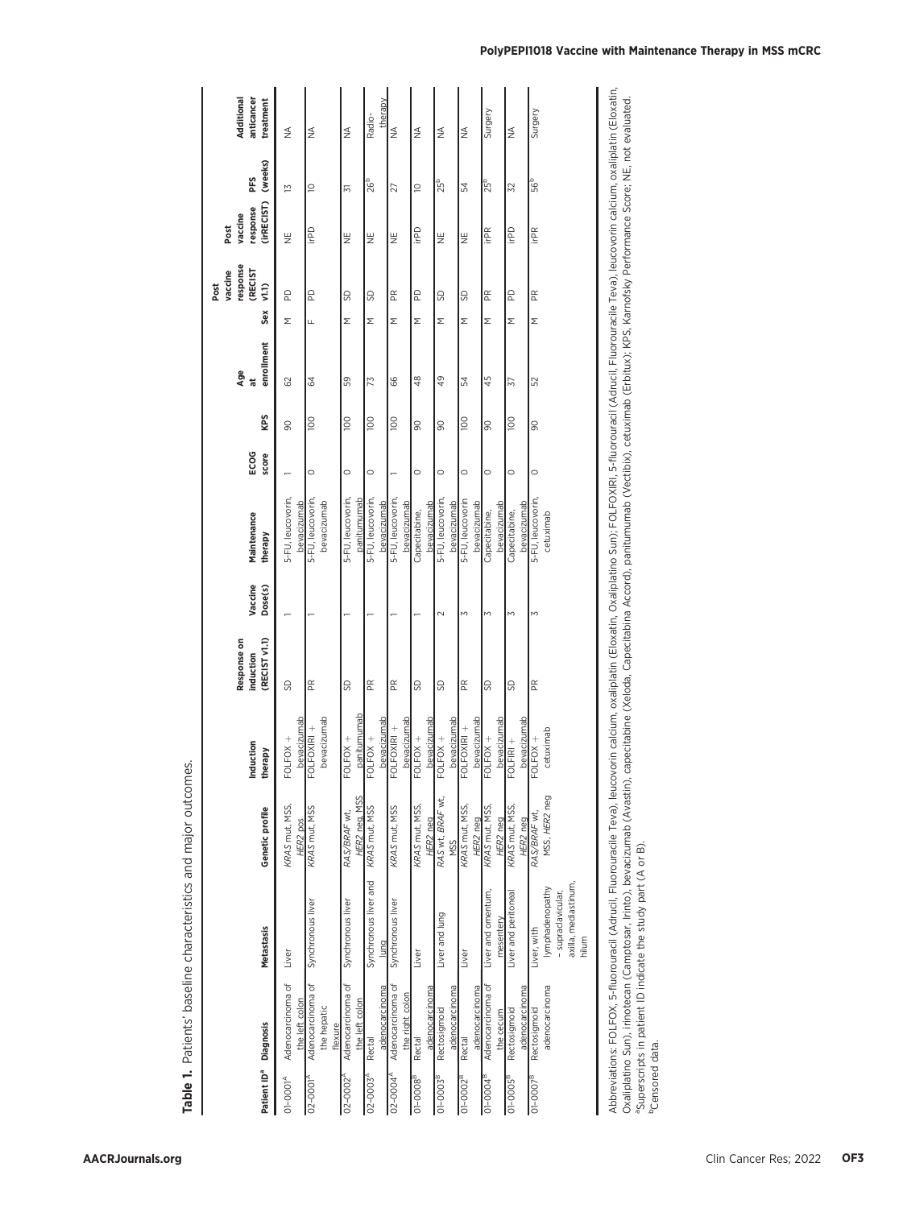**Table 1.** Patients' baseline characteristics and major outcomes.

| Patient ID[a] | Diagnosis | Metastasis | Genetic profile | Induction therapy | Response on induction (RECIST v1.1) | Vaccine Dose(s) | Maintenance therapy | ECOG score | KPS | Age at enrollment | Sex | Post vaccine response (RECIST v1.1) | Post vaccine response (irRECIST) | PFS (weeks) | Additional anticancer treatment |
|---|---|---|---|---|---|---|---|---|---|---|---|---|---|---|---|
| 01–0001[A] | Adenocarcinoma of the left colon | Liver | *KRAS* mut, MSS, *HER2* pos | FOLFOX + bevacizumab | SD | 1 | 5-FU, leucovorin, bevacizumab | 1 | 90 | 62 | M | PD | NE | 13 | NA |
| 02–0001[A] | Adenocarcinoma of the hepatic flexure | Synchronous liver | *KRAS* mut, MSS | FOLFOXIRI + bevacizumab | PR | 1 | 5-FU, leucovorin, bevacizumab | 0 | 100 | 64 | F | PD | irPD | 10 | NA |
| 02–0002[A] | Adenocarcinoma of the left colon | Synchronous liver | *RAS/BRAF* wt, *HER2* neg, MSS | FOLFOX + panitumumab | SD | 1 | 5-FU, leucovorin, panitumumab | 0 | 100 | 59 | M | SD | NE | 31 | NA |
| 02–0003[A] | Rectal adenocarcinoma | Synchronous liver and lung | *KRAS* mut, MSS | FOLFOX + bevacizumab | PR | 1 | 5-FU, leucovorin, bevacizumab | 0 | 100 | 73 | M | SD | NE | 26[b] | Radio-therapy |
| 02–0004[A] | Adenocarcinoma of the right colon | Synchronous liver | *KRAS* mut, MSS | FOLFOXIRI + bevacizumab | PR | 1 | 5-FU, leucovorin, bevacizumab | 1 | 100 | 66 | M | PR | NE | 27 | NA |
| 01–0008[B] | Rectal adenocarcinoma | Liver | *KRAS* mut, MSS, *HER2* neg | FOLFOX + bevacizumab | SD | 1 | Capecitabine, bevacizumab | 0 | 90 | 48 | M | PD | irPD | 10 | NA |
| 01–0003[B] | Rectosigmoid adenocarcinoma | Liver and lung | *RAS* wt, *BRAF* wt, MSS | FOLFOX + bevacizumab | SD | 2 | 5-FU, leucovorin, bevacizumab | 0 | 90 | 49 | M | SD | NE | 25[b] | NA |
| 01–0002[B] | Rectal adenocarcinoma | Liver | *KRAS* mut, MSS, *HER2* neg | FOLFOXIRI + bevacizumab | PR | 3 | 5-FU, leucovorin bevacizumab | 0 | 100 | 54 | M | SD | NE | 54 | NA |
| 01–0004[B] | Adenocarcinoma of the cecum | Liver and omentum, mesentery | *KRAS* mut, MSS, *HER2* neg | FOLFOX + bevacizumab | SD | 3 | Capecitabine, bevacizumab | 0 | 90 | 45 | M | PR | irPR | 25[b] | Surgery |
| 01–0005[B] | Rectosigmoid adenocarcinoma | Liver and peritoneal | *KRAS* mut, MSS, *HER2* neg | FOLFIRI + bevacizumab | SD | 3 | Capecitabine, bevacizumab | 0 | 100 | 37 | M | PD | irPD | 32 | NA |
| 01–0007[B] | Rectosigmoid adenocarcinoma | Liver, with lymphadenopathy – supraclavicular, axilla, mediastinum, hilum | *RAS/BRAF* wt, MSS, *HER2* neg | FOLFOX + cetuximab | PR | 3 | 5-FU, leucovorin, cetuximab | 0 | 90 | 52 | M | PR | irPR | 56[b] | Surgery |

Abbreviations: FOLFOX, 5-fluorouracil (Adrucil, Fluorouracile Teva), leucovorin calcium, oxaliplatin (Eloxatin, Oxaliplatino Sun); FOLFOXIRI, 5-fluorouracil (Adrucil, Fluorouracile Teva), leucovorin calcium, oxaliplatin (Eloxatin, Oxaliplatino Sun), irinotecan (Camptosar, Irinto), bevacizumab (Avastin), capecitabine (Xeloda, Capecitabina Accord), panitumumab (Vectibix), cetuximab (Erbitux); KPS, Karnofsky Performance Score; NE, not evaluated.

[a]Superscripts in patient ID indicate the study part (A or B).

[b]Censored data.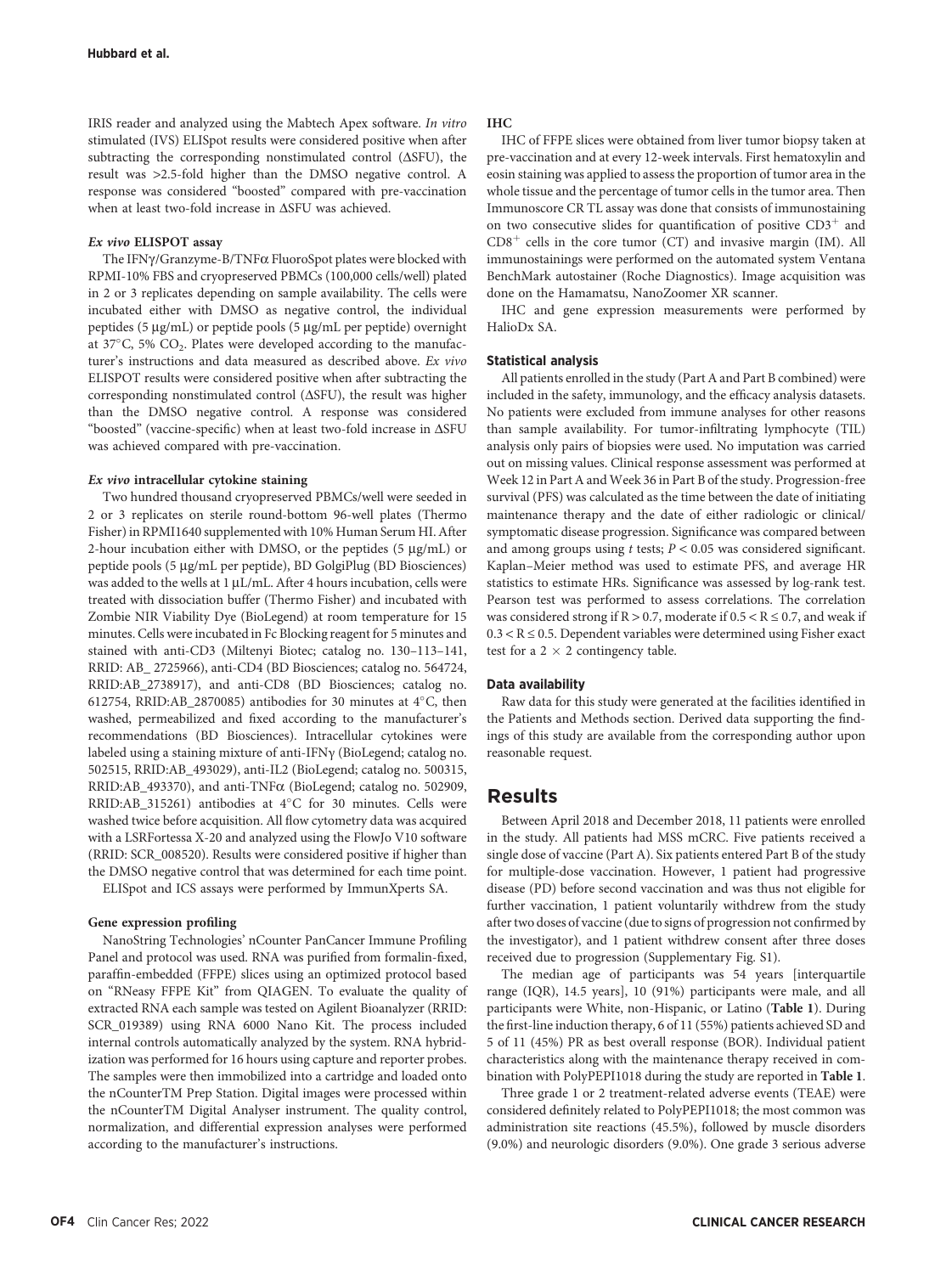IRIS reader and analyzed using the Mabtech Apex software. *In vitro* stimulated (IVS) ELISpot results were considered positive when after subtracting the corresponding nonstimulated control (ΔSFU), the result was >2.5-fold higher than the DMSO negative control. A response was considered "boosted" compared with pre-vaccination when at least two-fold increase in ΔSFU was achieved.

#### *Ex vivo* ELISPOT assay

The IFNγ/Granzyme-B/TNFα FluoroSpot plates were blocked with RPMI-10% FBS and cryopreserved PBMCs (100,000 cells/well) plated in 2 or 3 replicates depending on sample availability. The cells were incubated either with DMSO as negative control, the individual peptides (5 μg/mL) or peptide pools (5 μg/mL per peptide) overnight at 37°C, 5% $CO_2$. Plates were developed according to the manufacturer's instructions and data measured as described above. *Ex vivo* ELISPOT results were considered positive when after subtracting the corresponding nonstimulated control (ΔSFU), the result was higher than the DMSO negative control. A response was considered "boosted" (vaccine-specific) when at least two-fold increase in ΔSFU was achieved compared with pre-vaccination.

#### *Ex vivo* intracellular cytokine staining

Two hundred thousand cryopreserved PBMCs/well were seeded in 2 or 3 replicates on sterile round-bottom 96-well plates (Thermo Fisher) in RPMI1640 supplemented with 10% Human Serum HI. After 2-hour incubation either with DMSO, or the peptides (5 μg/mL) or peptide pools (5 μg/mL per peptide), BD GolgiPlug (BD Biosciences) was added to the wells at 1 μL/mL. After 4 hours incubation, cells were treated with dissociation buffer (Thermo Fisher) and incubated with Zombie NIR Viability Dye (BioLegend) at room temperature for 15 minutes. Cells were incubated in Fc Blocking reagent for 5 minutes and stained with anti-CD3 (Miltenyi Biotec; catalog no. 130–113–141, RRID: AB_ 2725966), anti-CD4 (BD Biosciences; catalog no. 564724, RRID:AB_2738917), and anti-CD8 (BD Biosciences; catalog no. 612754, RRID:AB_2870085) antibodies for 30 minutes at 4°C, then washed, permeabilized and fixed according to the manufacturer's recommendations (BD Biosciences). Intracellular cytokines were labeled using a staining mixture of anti-IFNγ (BioLegend; catalog no. 502515, RRID:AB_493029), anti-IL2 (BioLegend; catalog no. 500315, RRID:AB_493370), and anti-TNFα (BioLegend; catalog no. 502909, RRID:AB_315261) antibodies at 4°C for 30 minutes. Cells were washed twice before acquisition. All flow cytometry data was acquired with a LSRFortessa X-20 and analyzed using the FlowJo V10 software (RRID: SCR_008520). Results were considered positive if higher than the DMSO negative control that was determined for each time point.

ELISpot and ICS assays were performed by ImmunXperts SA.

#### Gene expression profiling

NanoString Technologies' nCounter PanCancer Immune Profiling Panel and protocol was used. RNA was purified from formalin-fixed, paraffin-embedded (FFPE) slices using an optimized protocol based on "RNeasy FFPE Kit" from QIAGEN. To evaluate the quality of extracted RNA each sample was tested on Agilent Bioanalyzer (RRID: SCR_019389) using RNA 6000 Nano Kit. The process included internal controls automatically analyzed by the system. RNA hybridization was performed for 16 hours using capture and reporter probes. The samples were then immobilized into a cartridge and loaded onto the nCounterTM Prep Station. Digital images were processed within the nCounterTM Digital Analyser instrument. The quality control, normalization, and differential expression analyses were performed according to the manufacturer's instructions.

#### IHC

IHC of FFPE slices were obtained from liver tumor biopsy taken at pre-vaccination and at every 12-week intervals. First hematoxylin and eosin staining was applied to assess the proportion of tumor area in the whole tissue and the percentage of tumor cells in the tumor area. Then Immunoscore CR TL assay was done that consists of immunostaining on two consecutive slides for quantification of positive $CD3^+$ and $CD8^+$ cells in the core tumor (CT) and invasive margin (IM). All immunostainings were performed on the automated system Ventana BenchMark autostainer (Roche Diagnostics). Image acquisition was done on the Hamamatsu, NanoZoomer XR scanner.

IHC and gene expression measurements were performed by HalioDx SA.

### Statistical analysis

All patients enrolled in the study (Part A and Part B combined) were included in the safety, immunology, and the efficacy analysis datasets. No patients were excluded from immune analyses for other reasons than sample availability. For tumor-infiltrating lymphocyte (TIL) analysis only pairs of biopsies were used. No imputation was carried out on missing values. Clinical response assessment was performed at Week 12 in Part A and Week 36 in Part B of the study. Progression-free survival (PFS) was calculated as the time between the date of initiating maintenance therapy and the date of either radiologic or clinical/symptomatic disease progression. Significance was compared between and among groups using *t* tests; $P < 0.05$ was considered significant. Kaplan–Meier method was used to estimate PFS, and average HR statistics to estimate HRs. Significance was assessed by log-rank test. Pearson test was performed to assess correlations. The correlation was considered strong if $R > 0.7$, moderate if $0.5 < R \leq 0.7$, and weak if $0.3 < R \leq 0.5$. Dependent variables were determined using Fisher exact test for a $2 \times 2$ contingency table.

### Data availability

Raw data for this study were generated at the facilities identified in the Patients and Methods section. Derived data supporting the findings of this study are available from the corresponding author upon reasonable request.

## Results

Between April 2018 and December 2018, 11 patients were enrolled in the study. All patients had MSS mCRC. Five patients received a single dose of vaccine (Part A). Six patients entered Part B of the study for multiple-dose vaccination. However, 1 patient had progressive disease (PD) before second vaccination and was thus not eligible for further vaccination, 1 patient voluntarily withdrew from the study after two doses of vaccine (due to signs of progression not confirmed by the investigator), and 1 patient withdrew consent after three doses received due to progression (Supplementary Fig. S1).

The median age of participants was 54 years [interquartile range (IQR), 14.5 years], 10 (91%) participants were male, and all participants were White, non-Hispanic, or Latino (**Table 1**). During the first-line induction therapy, 6 of 11 (55%) patients achieved SD and 5 of 11 (45%) PR as best overall response (BOR). Individual patient characteristics along with the maintenance therapy received in combination with PolyPEPI1018 during the study are reported in **Table 1**.

Three grade 1 or 2 treatment-related adverse events (TEAE) were considered definitely related to PolyPEPI1018; the most common was administration site reactions (45.5%), followed by muscle disorders (9.0%) and neurologic disorders (9.0%). One grade 3 serious adverse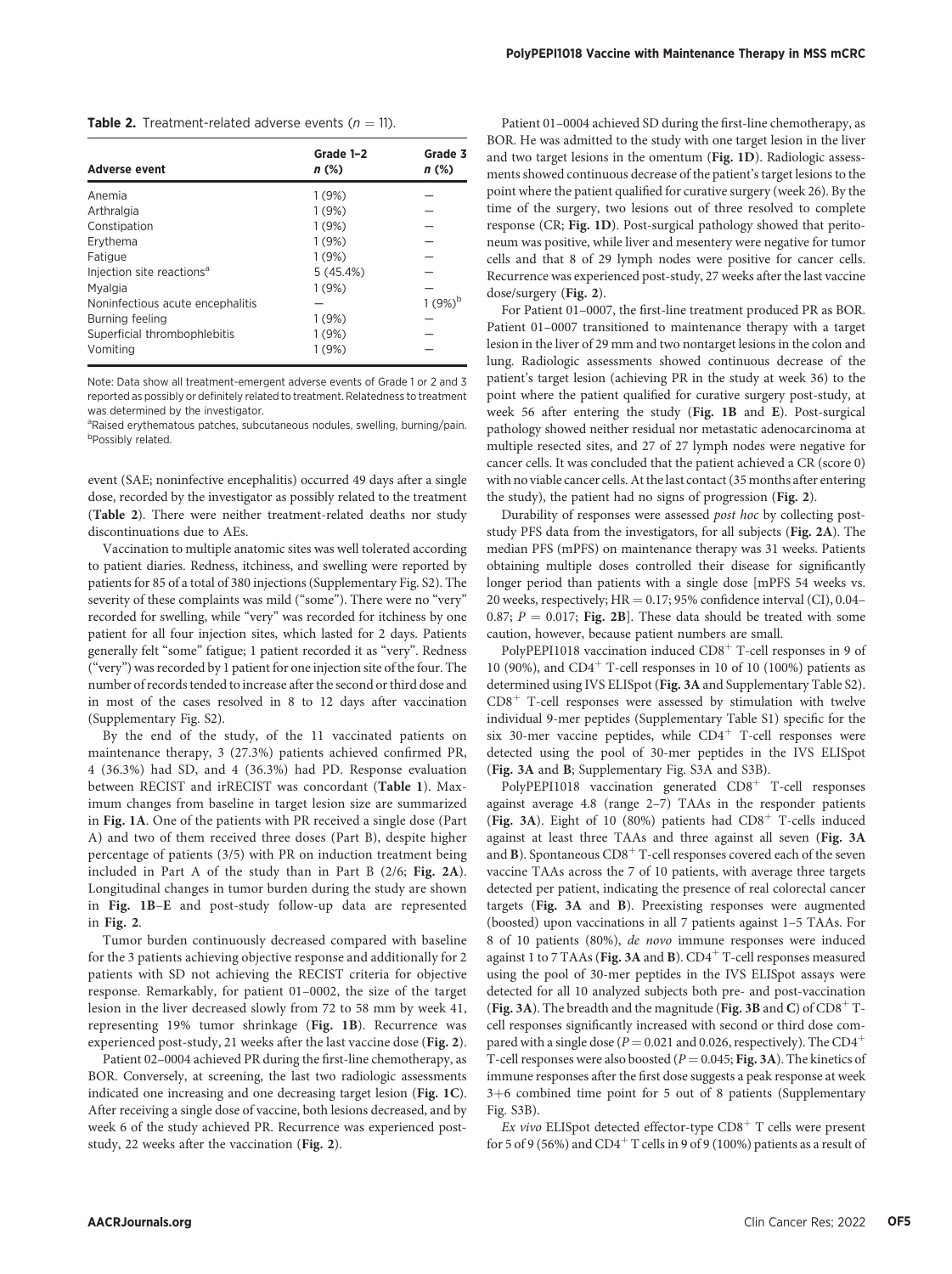**Table 2.** Treatment-related adverse events ($n = 11$).

| Adverse event | Grade 1–2 n (%) | Grade 3 n (%) |
|---|---|---|
| Anemia | 1 (9%) | — |
| Arthralgia | 1 (9%) | — |
| Constipation | 1 (9%) | — |
| Erythema | 1 (9%) | — |
| Fatigue | 1 (9%) | — |
| Injection site reactions[a] | 5 (45.4%) | — |
| Myalgia | 1 (9%) | — |
| Noninfectious acute encephalitis | — | 1 (9%)[b] |
| Burning feeling | 1 (9%) | — |
| Superficial thrombophlebitis | 1 (9%) | — |
| Vomiting | 1 (9%) | — |

Note: Data show all treatment-emergent adverse events of Grade 1 or 2 and 3 reported as possibly or definitely related to treatment. Relatedness to treatment was determined by the investigator.

[a]Raised erythematous patches, subcutaneous nodules, swelling, burning/pain.
[b]Possibly related.

event (SAE; noninfective encephalitis) occurred 49 days after a single dose, recorded by the investigator as possibly related to the treatment (**Table 2**). There were neither treatment-related deaths nor study discontinuations due to AEs.

Vaccination to multiple anatomic sites was well tolerated according to patient diaries. Redness, itchiness, and swelling were reported by patients for 85 of a total of 380 injections (Supplementary Fig. S2). The severity of these complaints was mild ("some"). There were no "very" recorded for swelling, while "very" was recorded for itchiness by one patient for all four injection sites, which lasted for 2 days. Patients generally felt "some" fatigue; 1 patient recorded it as "very". Redness ("very") was recorded by 1 patient for one injection site of the four. The number of records tended to increase after the second or third dose and in most of the cases resolved in 8 to 12 days after vaccination (Supplementary Fig. S2).

By the end of the study, of the 11 vaccinated patients on maintenance therapy, 3 (27.3%) patients achieved confirmed PR, 4 (36.3%) had SD, and 4 (36.3%) had PD. Response evaluation between RECIST and irRECIST was concordant (**Table 1**). Maximum changes from baseline in target lesion size are summarized in **Fig. 1A**. One of the patients with PR received a single dose (Part A) and two of them received three doses (Part B), despite higher percentage of patients (3/5) with PR on induction treatment being included in Part A of the study than in Part B (2/6; **Fig. 2A**). Longitudinal changes in tumor burden during the study are shown in **Fig. 1B–E** and post-study follow-up data are represented in **Fig. 2**.

Tumor burden continuously decreased compared with baseline for the 3 patients achieving objective response and additionally for 2 patients with SD not achieving the RECIST criteria for objective response. Remarkably, for patient 01–0002, the size of the target lesion in the liver decreased slowly from 72 to 58 mm by week 41, representing 19% tumor shrinkage (**Fig. 1B**). Recurrence was experienced post-study, 21 weeks after the last vaccine dose (**Fig. 2**).

Patient 02–0004 achieved PR during the first-line chemotherapy, as BOR. Conversely, at screening, the last two radiologic assessments indicated one increasing and one decreasing target lesion (**Fig. 1C**). After receiving a single dose of vaccine, both lesions decreased, and by week 6 of the study achieved PR. Recurrence was experienced post-study, 22 weeks after the vaccination (**Fig. 2**).

Patient 01–0004 achieved SD during the first-line chemotherapy, as BOR. He was admitted to the study with one target lesion in the liver and two target lesions in the omentum (**Fig. 1D**). Radiologic assessments showed continuous decrease of the patient's target lesions to the point where the patient qualified for curative surgery (week 26). By the time of the surgery, two lesions out of three resolved to complete response (CR; **Fig. 1D**). Post-surgical pathology showed that peritoneum was positive, while liver and mesentery were negative for tumor cells and that 8 of 29 lymph nodes were positive for cancer cells. Recurrence was experienced post-study, 27 weeks after the last vaccine dose/surgery (**Fig. 2**).

For Patient 01–0007, the first-line treatment produced PR as BOR. Patient 01–0007 transitioned to maintenance therapy with a target lesion in the liver of 29 mm and two nontarget lesions in the colon and lung. Radiologic assessments showed continuous decrease of the patient's target lesion (achieving PR in the study at week 36) to the point where the patient qualified for curative surgery post-study, at week 56 after entering the study (**Fig. 1B** and **E**). Post-surgical pathology showed neither residual nor metastatic adenocarcinoma at multiple resected sites, and 27 of 27 lymph nodes were negative for cancer cells. It was concluded that the patient achieved a CR (score 0) with no viable cancer cells. At the last contact (35 months after entering the study), the patient had no signs of progression (**Fig. 2**).

Durability of responses were assessed *post hoc* by collecting post-study PFS data from the investigators, for all subjects (**Fig. 2A**). The median PFS (mPFS) on maintenance therapy was 31 weeks. Patients obtaining multiple doses controlled their disease for significantly longer period than patients with a single dose [mPFS 54 weeks vs. 20 weeks, respectively; HR = 0.17; 95% confidence interval (CI), 0.04–0.87; $P = 0.017$; **Fig. 2B**]. These data should be treated with some caution, however, because patient numbers are small.

PolyPEPI1018 vaccination induced $CD8^+$ T-cell responses in 9 of 10 (90%), and $CD4^+$ T-cell responses in 10 of 10 (100%) patients as determined using IVS ELISpot (**Fig. 3A** and Supplementary Table S2). $CD8^+$ T-cell responses were assessed by stimulation with twelve individual 9-mer peptides (Supplementary Table S1) specific for the six 30-mer vaccine peptides, while $CD4^+$ T-cell responses were detected using the pool of 30-mer peptides in the IVS ELISpot (**Fig. 3A** and **B**; Supplementary Fig. S3A and S3B).

PolyPEPI1018 vaccination generated $CD8^+$ T-cell responses against average 4.8 (range 2–7) TAAs in the responder patients (**Fig. 3A**). Eight of 10 (80%) patients had $CD8^+$ T-cells induced against at least three TAAs and three against all seven (**Fig. 3A** and **B**). Spontaneous $CD8^+$ T-cell responses covered each of the seven vaccine TAAs across the 7 of 10 patients, with average three targets detected per patient, indicating the presence of real colorectal cancer targets (**Fig. 3A** and **B**). Preexisting responses were augmented (boosted) upon vaccinations in all 7 patients against 1–5 TAAs. For 8 of 10 patients (80%), *de novo* immune responses were induced against 1 to 7 TAAs (**Fig. 3A** and **B**). $CD4^+$ T-cell responses measured using the pool of 30-mer peptides in the IVS ELISpot assays were detected for all 10 analyzed subjects both pre- and post-vaccination (**Fig. 3A**). The breadth and the magnitude (**Fig. 3B** and **C**) of $CD8^+$ T-cell responses significantly increased with second or third dose compared with a single dose ($P = 0.021$ and 0.026, respectively). The $CD4^+$ T-cell responses were also boosted ($P = 0.045$; **Fig. 3A**). The kinetics of immune responses after the first dose suggests a peak response at week 3+6 combined time point for 5 out of 8 patients (Supplementary Fig. S3B).

*Ex vivo* ELISpot detected effector-type $CD8^+$ T cells were present for 5 of 9 (56%) and $CD4^+$ T cells in 9 of 9 (100%) patients as a result of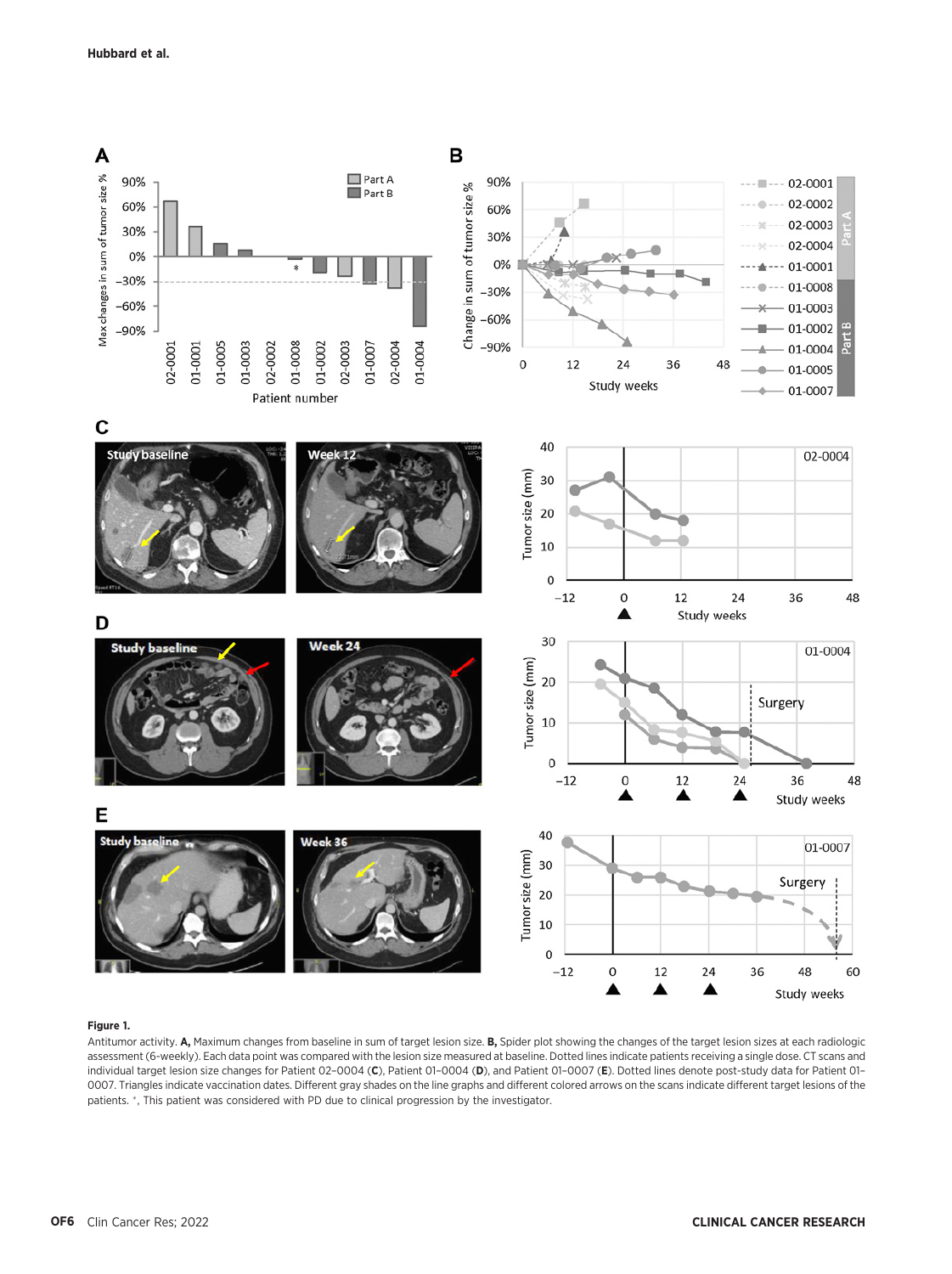**Figure 1.**

Antitumor activity. **A,** Maximum changes from baseline in sum of target lesion size. **B,** Spider plot showing the changes of the target lesion sizes at each radiologic assessment (6-weekly). Each data point was compared with the lesion size measured at baseline. Dotted lines indicate patients receiving a single dose. CT scans and individual target lesion size changes for Patient 02–0004 (**C**), Patient 01–0004 (**D**), and Patient 01–0007 (**E**). Dotted lines denote post-study data for Patient 01–0007. Triangles indicate vaccination dates. Different gray shades on the line graphs and different colored arrows on the scans indicate different target lesions of the patients. *, This patient was considered with PD due to clinical progression by the investigator.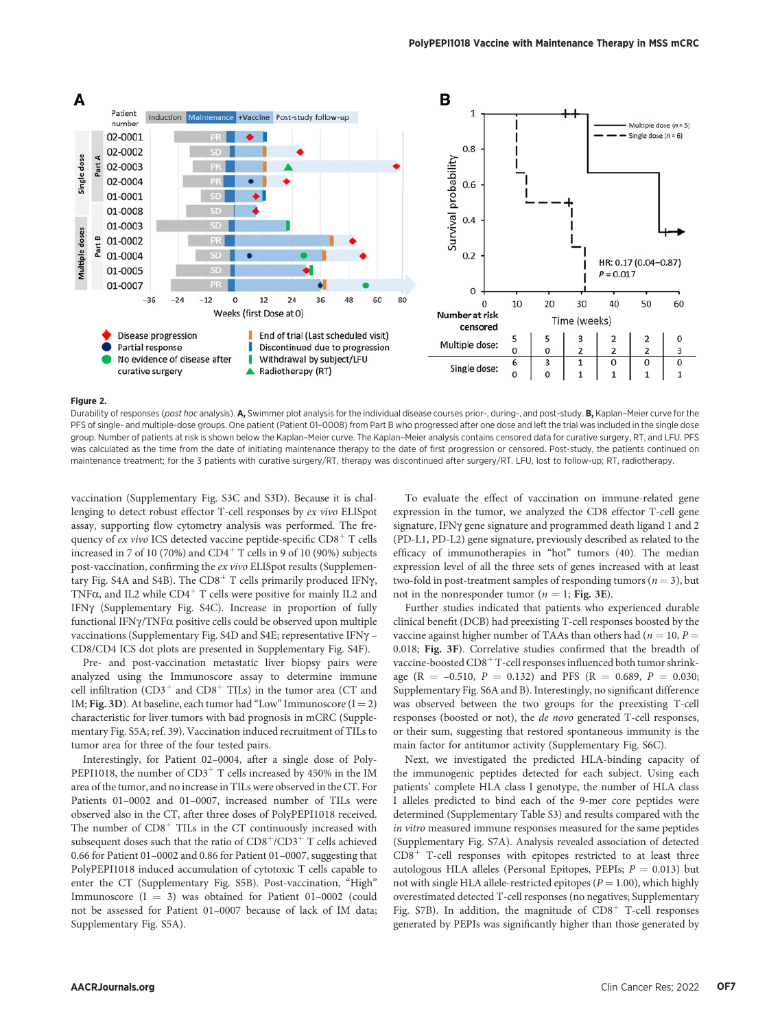**Figure 2.**

Durability of responses (*post hoc* analysis). **A,** Swimmer plot analysis for the individual disease courses prior-, during-, and post-study. **B,** Kaplan–Meier curve for the PFS of single- and multiple-dose groups. One patient (Patient 01–0008) from Part B who progressed after one dose and left the trial was included in the single dose group. Number of patients at risk is shown below the Kaplan–Meier curve. The Kaplan–Meier analysis contains censored data for curative surgery, RT, and LFU. PFS was calculated as the time from the date of initiating maintenance therapy to the date of first progression or censored. Post-study, the patients continued on maintenance treatment; for the 3 patients with curative surgery/RT, therapy was discontinued after surgery/RT. LFU, lost to follow-up; RT, radiotherapy.

vaccination (Supplementary Fig. S3C and S3D). Because it is challenging to detect robust effector T-cell responses by *ex vivo* ELISpot assay, supporting flow cytometry analysis was performed. The frequency of *ex vivo* ICS detected vaccine peptide-specific $CD8^+$ T cells increased in 7 of 10 (70%) and $CD4^+$ T cells in 9 of 10 (90%) subjects post-vaccination, confirming the *ex vivo* ELISpot results (Supplementary Fig. S4A and S4B). The $CD8^+$ T cells primarily produced IFNγ, TNFα, and IL2 while $CD4^+$ T cells were positive for mainly IL2 and IFNγ (Supplementary Fig. S4C). Increase in proportion of fully functional IFNγ/TNFα positive cells could be observed upon multiple vaccinations (Supplementary Fig. S4D and S4E; representative IFNγ – CD8/CD4 ICS dot plots are presented in Supplementary Fig. S4F).

Pre- and post-vaccination metastatic liver biopsy pairs were analyzed using the Immunoscore assay to determine immune cell infiltration ($CD3^+$ and $CD8^+$ TILs) in the tumor area (CT and IM; **Fig. 3D**). At baseline, each tumor had "Low" Immunoscore (I = 2) characteristic for liver tumors with bad prognosis in mCRC (Supplementary Fig. S5A; ref. 39). Vaccination induced recruitment of TILs to tumor area for three of the four tested pairs.

Interestingly, for Patient 02–0004, after a single dose of PolyPEPI1018, the number of $CD3^+$ T cells increased by 450% in the IM area of the tumor, and no increase in TILs were observed in the CT. For Patients 01–0002 and 01–0007, increased number of TILs were observed also in the CT, after three doses of PolyPEPI1018 received. The number of $CD8^+$ TILs in the CT continuously increased with subsequent doses such that the ratio of $CD8^+/CD3^+$ T cells achieved 0.66 for Patient 01–0002 and 0.86 for Patient 01–0007, suggesting that PolyPEPI1018 induced accumulation of cytotoxic T cells capable to enter the CT (Supplementary Fig. S5B). Post-vaccination, "High" Immunoscore (I = 3) was obtained for Patient 01–0002 (could not be assessed for Patient 01–0007 because of lack of IM data; Supplementary Fig. S5A).

To evaluate the effect of vaccination on immune-related gene expression in the tumor, we analyzed the CD8 effector T-cell gene signature, IFNγ gene signature and programmed death ligand 1 and 2 (PD-L1, PD-L2) gene signature, previously described as related to the efficacy of immunotherapies in "hot" tumors (40). The median expression level of all the three sets of genes increased with at least two-fold in post-treatment samples of responding tumors ($n = 3$), but not in the nonresponder tumor ($n = 1$; **Fig. 3E**).

Further studies indicated that patients who experienced durable clinical benefit (DCB) had preexisting T-cell responses boosted by the vaccine against higher number of TAAs than others had ($n = 10$, $P = 0.018$; **Fig. 3F**). Correlative studies confirmed that the breadth of vaccine-boosted $CD8^+$ T-cell responses influenced both tumor shrinkage ($R = -0.510$, $P = 0.132$) and PFS ($R = 0.689$, $P = 0.030$; Supplementary Fig. S6A and B). Interestingly, no significant difference was observed between the two groups for the preexisting T-cell responses (boosted or not), the *de novo* generated T-cell responses, or their sum, suggesting that restored spontaneous immunity is the main factor for antitumor activity (Supplementary Fig. S6C).

Next, we investigated the predicted HLA-binding capacity of the immunogenic peptides detected for each subject. Using each patients' complete HLA class I genotype, the number of HLA class I alleles predicted to bind each of the 9-mer core peptides were determined (Supplementary Table S3) and results compared with the *in vitro* measured immune responses measured for the same peptides (Supplementary Fig. S7A). Analysis revealed association of detected $CD8^+$ T-cell responses with epitopes restricted to at least three autologous HLA alleles (Personal Epitopes, PEPIs; $P = 0.013$) but not with single HLA allele-restricted epitopes ($P = 1.00$), which highly overestimated detected T-cell responses (no negatives; Supplementary Fig. S7B). In addition, the magnitude of $CD8^+$ T-cell responses generated by PEPIs was significantly higher than those generated by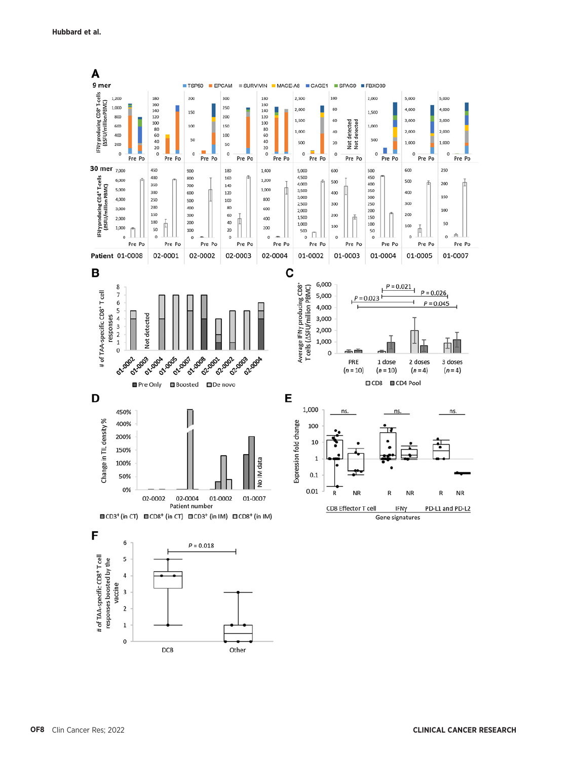**A**

9 mer

TSP50 | EPCAM | SURVIVIN | MAGE-A6 | CAGE1 | SPAG9 | FBXO39

IFNγ producing CD8+ T-cells (ΔSFU/million PBMC)

Pre Po

Not detected

30 mer

IFNγ producing CD4+ T-cells (ΔSFU/million PBMC)

Patient 01-0008 02-0001 02-0002 02-0003 02-0004 01-0002 01-0003 01-0004 01-0005 01-0007

**B**

# of TAA-specific CD8+ T cell responses

Not detected

01-0002 01-0003 01-0004 01-0005 01-0007 01-0008 02-0001 02-0002 02-0003 02-0004

Pre Only | Boosted | De novo

**C**

Average IFNγ producing CD8+ T cells (ΔSFU/million PBMC)

$P = 0.021$, $P = 0.026$, $P = 0.023$, $P = 0.045$

PRE ($n = 10$) | 1 dose ($n = 10$) | 2 doses ($n = 4$) | 3 doses ($n = 4$)

CD8 | CD4 Pool

**D**

Change in TIL density %

No IM data

02-0002 02-0004 01-0002 01-0007

Patient number

CD3+ (in CT) | CD8+ (in CT) | CD3+ (in IM) | CD8+ (in IM)

**E**

Expression fold change

ns. ns. ns.

R NR R NR R NR

CD8 Effector T cell | IFNγ | PD-L1 and PD-L2

Gene signatures

**F**

# of TAA-specific CD8+ T cell responses boosted by the vaccine

$P = 0.018$

DCB | Other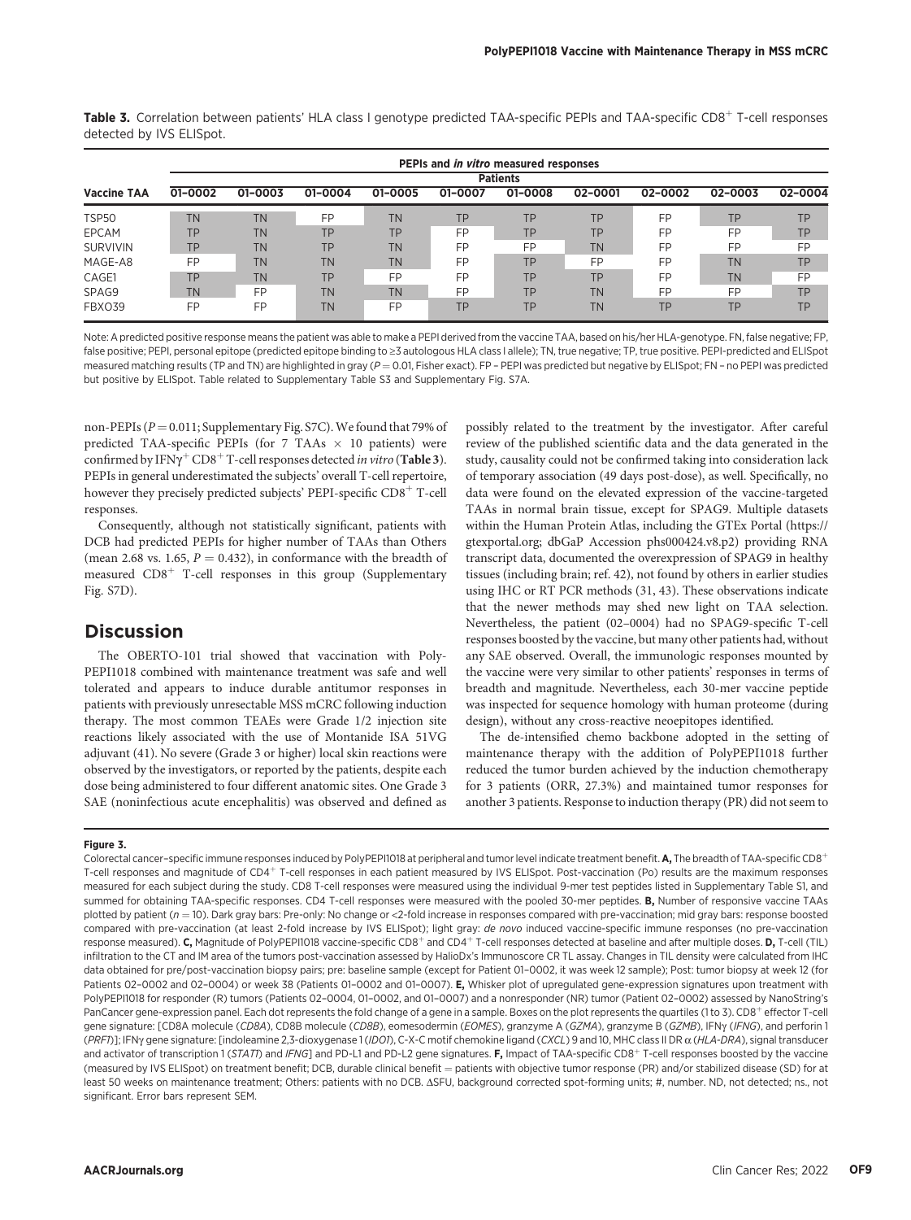**Table 3.** Correlation between patients' HLA class I genotype predicted TAA-specific PEPIs and TAA-specific $CD8^+$ T-cell responses detected by IVS ELISpot.

| Vaccine TAA | PEPIs and *in vitro* measured responses | | | | | | | | | |
|---|---|---|---|---|---|---|---|---|---|---|
| | Patients | | | | | | | | | |
| | 01–0002 | 01–0003 | 01–0004 | 01–0005 | 01–0007 | 01–0008 | 02–0001 | 02–0002 | 02–0003 | 02–0004 |
| TSP50 | TN | TN | FP | TN | TP | TP | TP | FP | TP | TP |
| EPCAM | TP | TN | TP | TP | FP | TP | TP | FP | FP | TP |
| SURVIVIN | TP | TN | TP | TN | FP | FP | TN | FP | FP | FP |
| MAGE-A8 | FP | TN | TN | TN | FP | TP | FP | FP | TN | TP |
| CAGE1 | TP | TN | TP | FP | FP | TP | TP | FP | TN | FP |
| SPAG9 | TN | FP | TN | TN | FP | TP | TN | FP | FP | TP |
| FBXO39 | FP | FP | TN | FP | TP | TP | TN | TP | TP | TP |

Note: A predicted positive response means the patient was able to make a PEPI derived from the vaccine TAA, based on his/her HLA-genotype. FN, false negative; FP, false positive; PEPI, personal epitope (predicted epitope binding to ≥3 autologous HLA class I allele); TN, true negative; TP, true positive. PEPI-predicted and ELISpot measured matching results (TP and TN) are highlighted in gray ($P = 0.01$, Fisher exact). FP – PEPI was predicted but negative by ELISpot; FN – no PEPI was predicted but positive by ELISpot. Table related to Supplementary Table S3 and Supplementary Fig. S7A.

non-PEPIs ($P = 0.011$; Supplementary Fig. S7C). We found that 79% of predicted TAA-specific PEPIs (for 7 TAAs × 10 patients) were confirmed by $IFN\gamma^+$ $CD8^+$ T-cell responses detected *in vitro* (**Table 3**). PEPIs in general underestimated the subjects' overall T-cell repertoire, however they precisely predicted subjects' PEPI-specific $CD8^+$ T-cell responses.

Consequently, although not statistically significant, patients with DCB had predicted PEPIs for higher number of TAAs than Others (mean 2.68 vs. 1.65, $P = 0.432$), in conformance with the breadth of measured $CD8^+$ T-cell responses in this group (Supplementary Fig. S7D).

## Discussion

The OBERTO-101 trial showed that vaccination with PolyPEPI1018 combined with maintenance treatment was safe and well tolerated and appears to induce durable antitumor responses in patients with previously unresectable MSS mCRC following induction therapy. The most common TEAEs were Grade 1/2 injection site reactions likely associated with the use of Montanide ISA 51VG adjuvant (41). No severe (Grade 3 or higher) local skin reactions were observed by the investigators, or reported by the patients, despite each dose being administered to four different anatomic sites. One Grade 3 SAE (noninfectious acute encephalitis) was observed and defined as possibly related to the treatment by the investigator. After careful review of the published scientific data and the data generated in the study, causality could not be confirmed taking into consideration lack of temporary association (49 days post-dose), as well. Specifically, no data were found on the elevated expression of the vaccine-targeted TAAs in normal brain tissue, except for SPAG9. Multiple datasets within the Human Protein Atlas, including the GTEx Portal (https://gtexportal.org; dbGaP Accession phs000424.v8.p2) providing RNA transcript data, documented the overexpression of SPAG9 in healthy tissues (including brain; ref. 42), not found by others in earlier studies using IHC or RT PCR methods (31, 43). These observations indicate that the newer methods may shed new light on TAA selection. Nevertheless, the patient (02–0004) had no SPAG9-specific T-cell responses boosted by the vaccine, but many other patients had, without any SAE observed. Overall, the immunologic responses mounted by the vaccine were very similar to other patients' responses in terms of breadth and magnitude. Nevertheless, each 30-mer vaccine peptide was inspected for sequence homology with human proteome (during design), without any cross-reactive neoepitopes identified.

The de-intensified chemo backbone adopted in the setting of maintenance therapy with the addition of PolyPEPI1018 further reduced the tumor burden achieved by the induction chemotherapy for 3 patients (ORR, 27.3%) and maintained tumor responses for another 3 patients. Response to induction therapy (PR) did not seem to

**Figure 3.**
Colorectal cancer–specific immune responses induced by PolyPEPI1018 at peripheral and tumor level indicate treatment benefit. **A,** The breadth of TAA-specific $CD8^+$ T-cell responses and magnitude of $CD4^+$ T-cell responses in each patient measured by IVS ELISpot. Post-vaccination (Po) results are the maximum responses measured for each subject during the study. CD8 T-cell responses were measured using the individual 9-mer test peptides listed in Supplementary Table S1, and summed for obtaining TAA-specific responses. CD4 T-cell responses were measured with the pooled 30-mer peptides. **B,** Number of responsive vaccine TAAs plotted by patient ($n = 10$). Dark gray bars: Pre-only: No change or <2-fold increase in responses compared with pre-vaccination; mid gray bars: response boosted compared with pre-vaccination (at least 2-fold increase by IVS ELISpot); light gray: *de novo* induced vaccine-specific immune responses (no pre-vaccination response measured). **C,** Magnitude of PolyPEPI1018 vaccine-specific $CD8^+$ and $CD4^+$ T-cell responses detected at baseline and after multiple doses. **D,** T-cell (TIL) infiltration to the CT and IM area of the tumors post-vaccination assessed by HalioDx's Immunoscore CR TL assay. Changes in TIL density were calculated from IHC data obtained for pre/post-vaccination biopsy pairs; pre: baseline sample (except for Patient 01–0002, it was week 12 sample); Post: tumor biopsy at week 12 (for Patients 02–0002 and 02–0004) or week 38 (Patients 01–0002 and 01–0007). **E,** Whisker plot of upregulated gene-expression signatures upon treatment with PolyPEPI1018 for responder (R) tumors (Patients 02–0004, 01–0002, and 01–0007) and a nonresponder (NR) tumor (Patient 02–0002) assessed by NanoString's PanCancer gene-expression panel. Each dot represents the fold change of a gene in a sample. Boxes on the plot represents the quartiles (1 to 3). $CD8^+$ effector T-cell gene signature: [CD8A molecule (*CD8A*), CD8B molecule (*CD8B*), eomesodermin (*EOMES*), granzyme A (*GZMA*), granzyme B (*GZMB*), IFNγ (*IFNG*), and perforin 1 (*PRF1*)]; IFNγ gene signature: [indoleamine 2,3-dioxygenase 1 (*IDO1*), C-X-C motif chemokine ligand (*CXCL*) 9 and 10, MHC class II DR α (*HLA-DRA*), signal transducer and activator of transcription 1 (*STAT1*) and *IFNG*] and PD-L1 and PD-L2 gene signatures. **F,** Impact of TAA-specific $CD8^+$ T-cell responses boosted by the vaccine (measured by IVS ELISpot) on treatment benefit; DCB, durable clinical benefit = patients with objective tumor response (PR) and/or stabilized disease (SD) for at least 50 weeks on maintenance treatment; Others: patients with no DCB. ΔSFU, background corrected spot-forming units; #, number. ND, not detected; ns., not significant. Error bars represent SEM.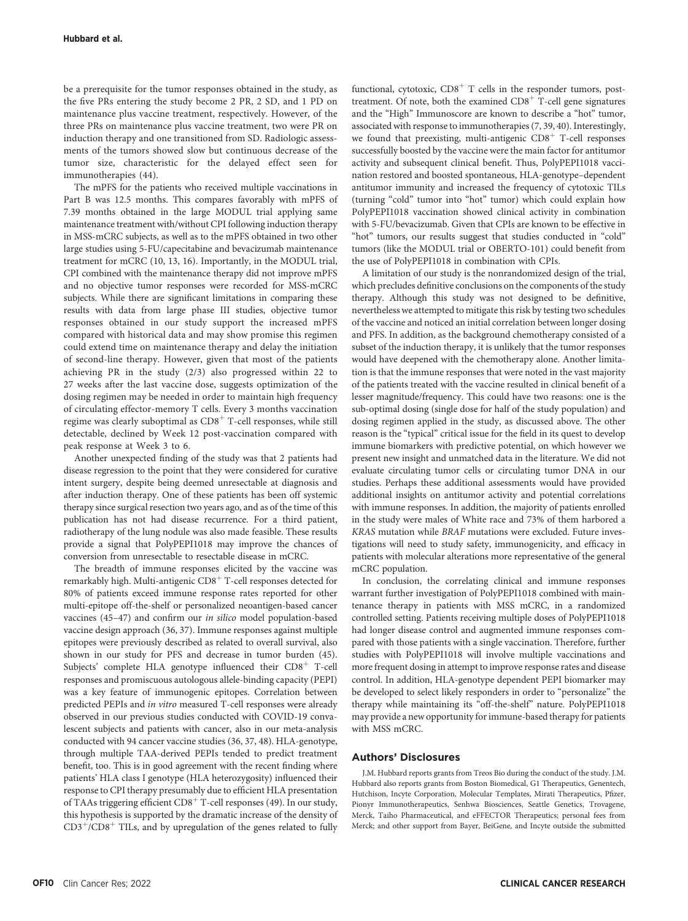be a prerequisite for the tumor responses obtained in the study, as the five PRs entering the study become 2 PR, 2 SD, and 1 PD on maintenance plus vaccine treatment, respectively. However, of the three PRs on maintenance plus vaccine treatment, two were PR on induction therapy and one transitioned from SD. Radiologic assessments of the tumors showed slow but continuous decrease of the tumor size, characteristic for the delayed effect seen for immunotherapies (44).

The mPFS for the patients who received multiple vaccinations in Part B was 12.5 months. This compares favorably with mPFS of 7.39 months obtained in the large MODUL trial applying same maintenance treatment with/without CPI following induction therapy in MSS-mCRC subjects, as well as to the mPFS obtained in two other large studies using 5-FU/capecitabine and bevacizumab maintenance treatment for mCRC (10, 13, 16). Importantly, in the MODUL trial, CPI combined with the maintenance therapy did not improve mPFS and no objective tumor responses were recorded for MSS-mCRC subjects. While there are significant limitations in comparing these results with data from large phase III studies, objective tumor responses obtained in our study support the increased mPFS compared with historical data and may show promise this regimen could extend time on maintenance therapy and delay the initiation of second-line therapy. However, given that most of the patients achieving PR in the study (2/3) also progressed within 22 to 27 weeks after the last vaccine dose, suggests optimization of the dosing regimen may be needed in order to maintain high frequency of circulating effector-memory T cells. Every 3 months vaccination regime was clearly suboptimal as $CD8^+$ T-cell responses, while still detectable, declined by Week 12 post-vaccination compared with peak response at Week 3 to 6.

Another unexpected finding of the study was that 2 patients had disease regression to the point that they were considered for curative intent surgery, despite being deemed unresectable at diagnosis and after induction therapy. One of these patients has been off systemic therapy since surgical resection two years ago, and as of the time of this publication has not had disease recurrence. For a third patient, radiotherapy of the lung nodule was also made feasible. These results provide a signal that PolyPEPI1018 may improve the chances of conversion from unresectable to resectable disease in mCRC.

The breadth of immune responses elicited by the vaccine was remarkably high. Multi-antigenic $CD8^+$ T-cell responses detected for 80% of patients exceed immune response rates reported for other multi-epitope off-the-shelf or personalized neoantigen-based cancer vaccines (45–47) and confirm our *in silico* model population-based vaccine design approach (36, 37). Immune responses against multiple epitopes were previously described as related to overall survival, also shown in our study for PFS and decrease in tumor burden (45). Subjects' complete HLA genotype influenced their $CD8^+$ T-cell responses and promiscuous autologous allele-binding capacity (PEPI) was a key feature of immunogenic epitopes. Correlation between predicted PEPIs and *in vitro* measured T-cell responses were already observed in our previous studies conducted with COVID-19 convalescent subjects and patients with cancer, also in our meta-analysis conducted with 94 cancer vaccine studies (36, 37, 48). HLA-genotype, through multiple TAA-derived PEPIs tended to predict treatment benefit, too. This is in good agreement with the recent finding where patients' HLA class I genotype (HLA heterozygosity) influenced their response to CPI therapy presumably due to efficient HLA presentation of TAAs triggering efficient $CD8^+$ T-cell responses (49). In our study, this hypothesis is supported by the dramatic increase of the density of $CD3^+$/$CD8^+$ TILs, and by upregulation of the genes related to fully functional, cytotoxic, $CD8^+$ T cells in the responder tumors, post-treatment. Of note, both the examined $CD8^+$ T-cell gene signatures and the "High" Immunoscore are known to describe a "hot" tumor, associated with response to immunotherapies (7, 39, 40). Interestingly, we found that preexisting, multi-antigenic $CD8^+$ T-cell responses successfully boosted by the vaccine were the main factor for antitumor activity and subsequent clinical benefit. Thus, PolyPEPI1018 vaccination restored and boosted spontaneous, HLA-genotype–dependent antitumor immunity and increased the frequency of cytotoxic TILs (turning "cold" tumor into "hot" tumor) which could explain how PolyPEPI1018 vaccination showed clinical activity in combination with 5-FU/bevacizumab. Given that CPIs are known to be effective in "hot" tumors, our results suggest that studies conducted in "cold" tumors (like the MODUL trial or OBERTO-101) could benefit from the use of PolyPEPI1018 in combination with CPIs.

A limitation of our study is the nonrandomized design of the trial, which precludes definitive conclusions on the components of the study therapy. Although this study was not designed to be definitive, nevertheless we attempted to mitigate this risk by testing two schedules of the vaccine and noticed an initial correlation between longer dosing and PFS. In addition, as the background chemotherapy consisted of a subset of the induction therapy, it is unlikely that the tumor responses would have deepened with the chemotherapy alone. Another limitation is that the immune responses that were noted in the vast majority of the patients treated with the vaccine resulted in clinical benefit of a lesser magnitude/frequency. This could have two reasons: one is the sub-optimal dosing (single dose for half of the study population) and dosing regimen applied in the study, as discussed above. The other reason is the "typical" critical issue for the field in its quest to develop immune biomarkers with predictive potential, on which however we present new insight and unmatched data in the literature. We did not evaluate circulating tumor cells or circulating tumor DNA in our studies. Perhaps these additional assessments would have provided additional insights on antitumor activity and potential correlations with immune responses. In addition, the majority of patients enrolled in the study were males of White race and 73% of them harbored a *KRAS* mutation while *BRAF* mutations were excluded. Future investigations will need to study safety, immunogenicity, and efficacy in patients with molecular alterations more representative of the general mCRC population.

In conclusion, the correlating clinical and immune responses warrant further investigation of PolyPEPI1018 combined with maintenance therapy in patients with MSS mCRC, in a randomized controlled setting. Patients receiving multiple doses of PolyPEPI1018 had longer disease control and augmented immune responses compared with those patients with a single vaccination. Therefore, further studies with PolyPEPI1018 will involve multiple vaccinations and more frequent dosing in attempt to improve response rates and disease control. In addition, HLA-genotype dependent PEPI biomarker may be developed to select likely responders in order to "personalize" the therapy while maintaining its "off-the-shelf" nature. PolyPEPI1018 may provide a new opportunity for immune-based therapy for patients with MSS mCRC.

## Authors' Disclosures

J.M. Hubbard reports grants from Treos Bio during the conduct of the study. J.M. Hubbard also reports grants from Boston Biomedical, G1 Therapeutics, Genentech, Hutchison, Incyte Corporation, Molecular Templates, Mirati Therapeutics, Pfizer, Pionyr Immunotherapeutics, Senhwa Biosciences, Seattle Genetics, Trovagene, Merck, Taiho Pharmaceutical, and eFFECTOR Therapeutics; personal fees from Merck; and other support from Bayer, BeiGene, and Incyte outside the submitted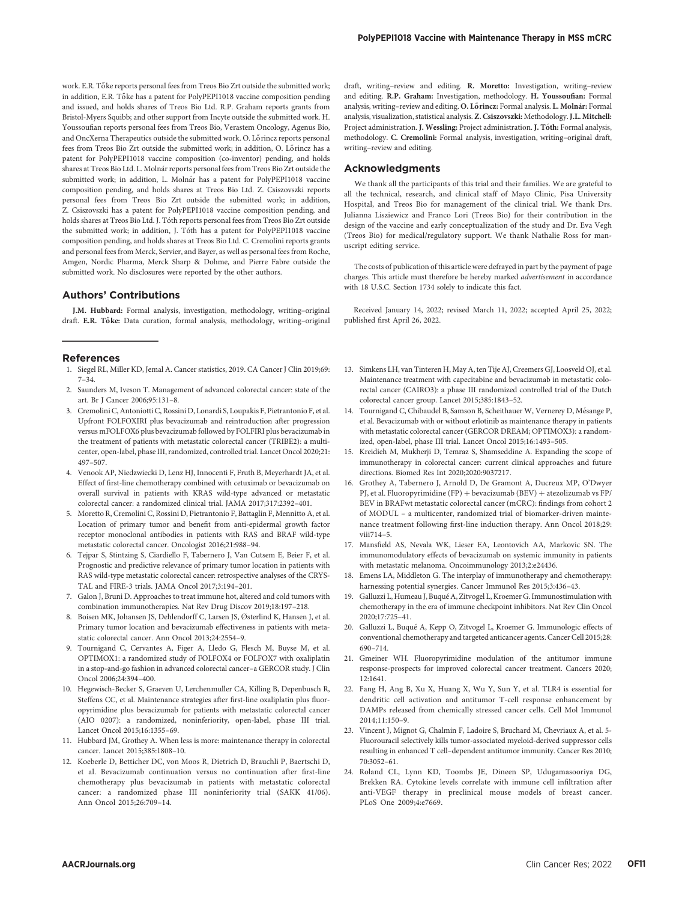work. E.R. Tőke reports personal fees from Treos Bio Zrt outside the submitted work; in addition, E.R. Tőke has a patent for PolyPEPI1018 vaccine composition pending and issued, and holds shares of Treos Bio Ltd. R.P. Graham reports grants from Bristol-Myers Squibb; and other support from Incyte outside the submitted work. H. Youssoufian reports personal fees from Treos Bio, Verastem Oncology, Agenus Bio, and OncXerna Therapeutics outside the submitted work. O. Lőrincz reports personal fees from Treos Bio Zrt outside the submitted work; in addition, O. Lőrincz has a patent for PolyPEPI1018 vaccine composition (co-inventor) pending, and holds shares at Treos Bio Ltd. L. Molnár reports personal fees from Treos Bio Zrt outside the submitted work; in addition, L. Molnár has a patent for PolyPEPI1018 vaccine composition pending, and holds shares at Treos Bio Ltd. Z. Csiszovszki reports personal fees from Treos Bio Zrt outside the submitted work; in addition, Z. Csiszovszki has a patent for PolyPEPI1018 vaccine composition pending, and holds shares at Treos Bio Ltd. J. Tóth reports personal fees from Treos Bio Zrt outside the submitted work; in addition, J. Tóth has a patent for PolyPEPI1018 vaccine composition pending, and holds shares at Treos Bio Ltd. C. Cremolini reports grants and personal fees from Merck, Servier, and Bayer, as well as personal fees from Roche, Amgen, Nordic Pharma, Merck Sharp & Dohme, and Pierre Fabre outside the submitted work. No disclosures were reported by the other authors.

## Authors' Contributions

**J.M. Hubbard:** Formal analysis, investigation, methodology, writing–original draft. **E.R. Tőke:** Data curation, formal analysis, methodology, writing–original draft, writing–review and editing. **R. Moretto:** Investigation, writing–review and editing. **R.P. Graham:** Investigation, methodology. **H. Youssoufian:** Formal analysis, writing–review and editing. **O. Lőrincz:** Formal analysis. **L. Molnár:** Formal analysis, visualization, statistical analysis. **Z. Csiszovszki:** Methodology. **J.L. Mitchell:** Project administration. **J. Wessling:** Project administration. **J. Tóth:** Formal analysis, methodology. **C. Cremolini:** Formal analysis, investigation, writing–original draft, writing–review and editing.

## Acknowledgments

We thank all the participants of this trial and their families. We are grateful to all the technical, research, and clinical staff of Mayo Clinic, Pisa University Hospital, and Treos Bio for management of the clinical trial. We thank Drs. Julianna Lisziewicz and Franco Lori (Treos Bio) for their contribution in the design of the vaccine and early conceptualization of the study and Dr. Eva Vegh (Treos Bio) for medical/regulatory support. We thank Nathalie Ross for manuscript editing service.

The costs of publication of this article were defrayed in part by the payment of page charges. This article must therefore be hereby marked *advertisement* in accordance with 18 U.S.C. Section 1734 solely to indicate this fact.

Received January 14, 2022; revised March 11, 2022; accepted April 25, 2022; published first April 26, 2022.

## References

1. Siegel RL, Miller KD, Jemal A. Cancer statistics, 2019. CA Cancer J Clin 2019;69: 7–34.
2. Saunders M, Iveson T. Management of advanced colorectal cancer: state of the art. Br J Cancer 2006;95:131–8.
3. Cremolini C, Antoniotti C, Rossini D, Lonardi S, Loupakis F, Pietrantonio F, et al. Upfront FOLFOXIRI plus bevacizumab and reintroduction after progression versus mFOLFOX6 plus bevacizumab followed by FOLFIRI plus bevacizumab in the treatment of patients with metastatic colorectal cancer (TRIBE2): a multicenter, open-label, phase III, randomized, controlled trial. Lancet Oncol 2020;21: 497–507.
4. Venook AP, Niedzwiecki D, Lenz HJ, Innocenti F, Fruth B, Meyerhardt JA, et al. Effect of first-line chemotherapy combined with cetuximab or bevacizumab on overall survival in patients with KRAS wild-type advanced or metastatic colorectal cancer: a randomized clinical trial. JAMA 2017;317:2392–401.
5. Moretto R, Cremolini C, Rossini D, Pietrantonio F, Battaglin F, Mennitto A, et al. Location of primary tumor and benefit from anti-epidermal growth factor receptor monoclonal antibodies in patients with RAS and BRAF wild-type metastatic colorectal cancer. Oncologist 2016;21:988–94.
6. Tejpar S, Stintzing S, Ciardiello F, Tabernero J, Van Cutsem E, Beier F, et al. Prognostic and predictive relevance of primary tumor location in patients with RAS wild-type metastatic colorectal cancer: retrospective analyses of the CRYSTAL and FIRE-3 trials. JAMA Oncol 2017;3:194–201.
7. Galon J, Bruni D. Approaches to treat immune hot, altered and cold tumors with combination immunotherapies. Nat Rev Drug Discov 2019;18:197–218.
8. Boisen MK, Johansen JS, Dehlendorff C, Larsen JS, Østerlind K, Hansen J, et al. Primary tumor location and bevacizumab effectiveness in patients with metastatic colorectal cancer. Ann Oncol 2013;24:2554–9.
9. Tournigand C, Cervantes A, Figer A, Lledo G, Flesch M, Buyse M, et al. OPTIMOX1: a randomized study of FOLFOX4 or FOLFOX7 with oxaliplatin in a stop-and-go fashion in advanced colorectal cancer–a GERCOR study. J Clin Oncol 2006;24:394–400.
10. Hegewisch-Becker S, Graeven U, Lerchenmuller CA, Killing B, Depenbusch R, Steffens CC, et al. Maintenance strategies after first-line oxaliplatin plus fluoropyrimidine plus bevacizumab for patients with metastatic colorectal cancer (AIO 0207): a randomized, noninferiority, open-label, phase III trial. Lancet Oncol 2015;16:1355–69.
11. Hubbard JM, Grothey A. When less is more: maintenance therapy in colorectal cancer. Lancet 2015;385:1808–10.
12. Koeberle D, Betticher DC, von Moos R, Dietrich D, Brauchli P, Baertschi D, et al. Bevacizumab continuation versus no continuation after first-line chemotherapy plus bevacizumab in patients with metastatic colorectal cancer: a randomized phase III noninferiority trial (SAKK 41/06). Ann Oncol 2015;26:709–14.
13. Simkens LH, van Tinteren H, May A, ten Tije AJ, Creemers GJ, Loosveld OJ, et al. Maintenance treatment with capecitabine and bevacizumab in metastatic colorectal cancer (CAIRO3): a phase III randomized controlled trial of the Dutch colorectal cancer group. Lancet 2015;385:1843–52.
14. Tournigand C, Chibaudel B, Samson B, Scheithauer W, Vernerey D, Mésange P, et al. Bevacizumab with or without erlotinib as maintenance therapy in patients with metastatic colorectal cancer (GERCOR DREAM; OPTIMOX3): a randomized, open-label, phase III trial. Lancet Oncol 2015;16:1493–505.
15. Kreidieh M, Mukherji D, Temraz S, Shamseddine A. Expanding the scope of immunotherapy in colorectal cancer: current clinical approaches and future directions. Biomed Res Int 2020;2020:9037217.
16. Grothey A, Tabernero J, Arnold D, De Gramont A, Ducreux MP, O'Dwyer PJ, et al. Fluoropyrimidine (FP) + bevacizumab (BEV) + atezolizumab vs FP/BEV in BRAFwt metastatic colorectal cancer (mCRC): findings from cohort 2 of MODUL – a multicenter, randomized trial of biomarker-driven maintenance treatment following first-line induction therapy. Ann Oncol 2018;29: viii714–5.
17. Mansfield AS, Nevala WK, Lieser EA, Leontovich AA, Markovic SN. The immunomodulatory effects of bevacizumab on systemic immunity in patients with metastatic melanoma. Oncoimmunology 2013;2:e24436.
18. Emens LA, Middleton G. The interplay of immunotherapy and chemotherapy: harnessing potential synergies. Cancer Immunol Res 2015;3:436–43.
19. Galluzzi L, Humeau J, Buqué A, Zitvogel L, Kroemer G. Immunostimulation with chemotherapy in the era of immune checkpoint inhibitors. Nat Rev Clin Oncol 2020;17:725–41.
20. Galluzzi L, Buqué A, Kepp O, Zitvogel L, Kroemer G. Immunologic effects of conventional chemotherapy and targeted anticancer agents. Cancer Cell 2015;28: 690–714.
21. Gmeiner WH. Fluoropyrimidine modulation of the antitumor immune response-prospects for improved colorectal cancer treatment. Cancers 2020; 12:1641.
22. Fang H, Ang B, Xu X, Huang X, Wu Y, Sun Y, et al. TLR4 is essential for dendritic cell activation and antitumor T-cell response enhancement by DAMPs released from chemically stressed cancer cells. Cell Mol Immunol 2014;11:150–9.
23. Vincent J, Mignot G, Chalmin F, Ladoire S, Bruchard M, Chevriaux A, et al. 5-Fluorouracil selectively kills tumor-associated myeloid-derived suppressor cells resulting in enhanced T cell–dependent antitumor immunity. Cancer Res 2010; 70:3052–61.
24. Roland CL, Lynn KD, Toombs JE, Dineen SP, Udugamasooriya DG, Brekken RA. Cytokine levels correlate with immune cell infiltration after anti-VEGF therapy in preclinical mouse models of breast cancer. PLoS One 2009;4:e7669.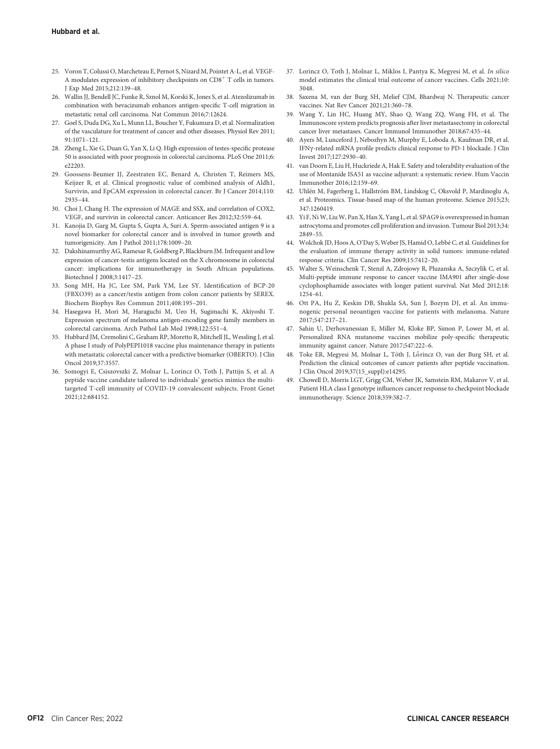25. Voron T, Colussi O, Marcheteau E, Pernot S, Nizard M, Pointet A-L, et al. VEGF-A modulates expression of inhibitory checkpoints on $CD8^+$ T cells in tumors. J Exp Med 2015;212:139–48.
26. Wallin JJ, Bendell JC, Funke R, Sznol M, Korski K, Jones S, et al. Atezolizumab in combination with bevacizumab enhances antigen-specific T-cell migration in metastatic renal cell carcinoma. Nat Commun 2016;7:12624.
27. Goel S, Duda DG, Xu L, Munn LL, Boucher Y, Fukumura D, et al. Normalization of the vasculature for treatment of cancer and other diseases. Physiol Rev 2011; 91:1071–121.
28. Zheng L, Xie G, Duan G, Yan X, Li Q. High expression of testes-specific protease 50 is associated with poor prognosis in colorectal carcinoma. PLoS One 2011;6: e22203.
29. Goossens-Beumer IJ, Zeestraten EC, Benard A, Christen T, Reimers MS, Keijzer R, et al. Clinical prognostic value of combined analysis of Aldh1, Survivin, and EpCAM expression in colorectal cancer. Br J Cancer 2014;110: 2935–44.
30. Choi J, Chang H. The expression of MAGE and SSX, and correlation of COX2, VEGF, and survivin in colorectal cancer. Anticancer Res 2012;32:559–64.
31. Kanojia D, Garg M, Gupta S, Gupta A, Suri A. Sperm-associated antigen 9 is a novel biomarker for colorectal cancer and is involved in tumor growth and tumorigenicity. Am J Pathol 2011;178:1009–20.
32. Dakshinamurthy AG, Ramesar R, Goldberg P, Blackburn JM. Infrequent and low expression of cancer-testis antigens located on the X chromosome in colorectal cancer: implications for immunotherapy in South African populations. Biotechnol J 2008;3:1417–23.
33. Song MH, Ha JC, Lee SM, Park YM, Lee SY. Identification of BCP-20 (FBXO39) as a cancer/testis antigen from colon cancer patients by SEREX. Biochem Biophys Res Commun 2011;408:195–201.
34. Hasegawa H, Mori M, Haraguchi M, Ueo H, Sugimachi K, Akiyoshi T. Expression spectrum of melanoma antigen-encoding gene family members in colorectal carcinoma. Arch Pathol Lab Med 1998;122:551–4.
35. Hubbard JM, Cremolini C, Graham RP, Moretto R, Mitchell JL, Wessling J, et al. A phase I study of PolyPEPI1018 vaccine plus maintenance therapy in patients with metastatic colorectal cancer with a predictive biomarker (OBERTO). J Clin Oncol 2019;37:3557.
36. Somogyi E, Csiszovszki Z, Molnar L, Lorincz O, Toth J, Pattijn S, et al. A peptide vaccine candidate tailored to individuals' genetics mimics the multi-targeted T-cell immunity of COVID-19 convalescent subjects. Front Genet 2021;12:684152.
37. Lorincz O, Toth J, Molnar L, Miklos I, Pantya K, Megyesi M, et al. *In silico* model estimates the clinical trial outcome of cancer vaccines. Cells 2021;10: 3048.
38. Saxena M, van der Burg SH, Melief CJM, Bhardwaj N. Therapeutic cancer vaccines. Nat Rev Cancer 2021;21:360–78.
39. Wang Y, Lin HC, Huang MY, Shao Q, Wang ZQ, Wang FH, et al. The Immunoscore system predicts prognosis after liver metastasectomy in colorectal cancer liver metastases. Cancer Immunol Immunother 2018;67:435–44.
40. Ayers M, Lunceford J, Nebozhyn M, Murphy E, Loboda A, Kaufman DR, et al. IFNγ-related mRNA profile predicts clinical response to PD-1 blockade. J Clin Invest 2017;127:2930–40.
41. van Doorn E, Liu H, Huckriede A, Hak E. Safety and tolerability evaluation of the use of Montanide ISA51 as vaccine adjuvant: a systematic review. Hum Vaccin Immunother 2016;12:159–69.
42. Uhlén M, Fagerberg L, Hallström BM, Lindskog C, Oksvold P, Mardinoglu A, et al. Proteomics. Tissue-based map of the human proteome. Science 2015;23; 347:1260419.
43. Yi F, Ni W, Liu W, Pan X, Han X, Yang L, et al. SPAG9 is overexpressed in human astrocytoma and promotes cell proliferation and invasion. Tumour Biol 2013;34: 2849–55.
44. Wolchok JD, Hoos A, O'Day S, Weber JS, Hamid O, Lebbé C, et al. Guidelines for the evaluation of immune therapy activity in solid tumors: immune-related response criteria. Clin Cancer Res 2009;15:7412–20.
45. Walter S, Weinschenk T, Stenzl A, Zdrojowy R, Pluzanska A, Szczylik C, et al. Multi-peptide immune response to cancer vaccine IMA901 after single-dose cyclophosphamide associates with longer patient survival. Nat Med 2012;18: 1254–61.
46. Ott PA, Hu Z, Keskin DB, Shukla SA, Sun J, Bozym DJ, et al. An immunogenic personal neoantigen vaccine for patients with melanoma. Nature 2017;547:217–21.
47. Sahin U, Derhovanessian E, Miller M, Kloke BP, Simon P, Lower M, et al. Personalized RNA mutanome vaccines mobilize poly-specific therapeutic immunity against cancer. Nature 2017;547:222–6.
48. Toke ER, Megyesi M, Molnar L, Tóth J, Lőrincz O, van der Burg SH, et al. Prediction the clinical outcomes of cancer patients after peptide vaccination. J Clin Oncol 2019;37(15_suppl):e14295.
49. Chowell D, Morris LGT, Grigg CM, Weber JK, Samstein RM, Makarov V, et al. Patient HLA class I genotype influences cancer response to checkpoint blockade immunotherapy. Science 2018;359:582–7.